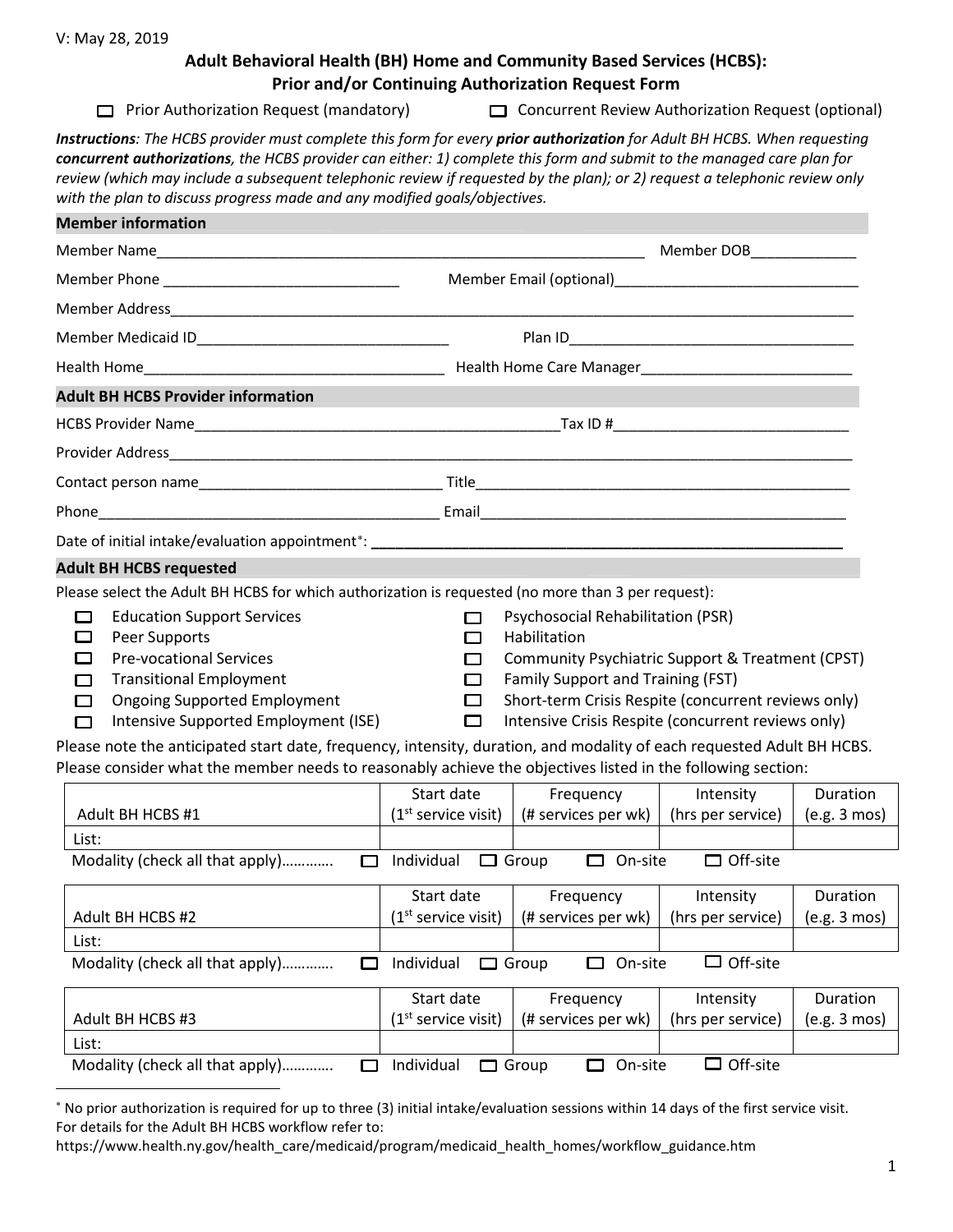V: May 28, 2019

# Adult Behavioral Health (BH) Home and Community Based Services (HCBS): Prior and/or Continuing Authorization Request Form

☐ Prior Authorization Request (mandatory) ☐ Concurrent Review Authorization Request (optional)

***Instructions**: The HCBS provider must complete this form for every **prior authorization** for Adult BH HCBS. When requesting **concurrent authorizations**, the HCBS provider can either: 1) complete this form and submit to the managed care plan for review (which may include a subsequent telephonic review if requested by the plan); or 2) request a telephonic review only with the plan to discuss progress made and any modified goals/objectives.*

## Member information

Member Name_____________________________________________ Member DOB_____________

Member Phone ____________________________ Member Email (optional)_____________________________

Member Address_______________________________________________________________________________

Member Medicaid ID_______________________________ Plan ID___________________________________

Health Home_____________________________________ Health Home Care Manager__________________________

## Adult BH HCBS Provider information

HCBS Provider Name_____________________________________________Tax ID #_____________________________

Provider Address_______________________________________________________________________________

Contact person name_____________________________ Title_____________________________________________

Phone__________________________________________ Email_____________________________________________

Date of initial intake/evaluation appointment*: **____________________________________________________________**

## Adult BH HCBS requested

Please select the Adult BH HCBS for which authorization is requested (no more than 3 per request):

- ☐ Education Support Services
- ☐ Peer Supports
- ☐ Pre-vocational Services
- ☐ Transitional Employment
- ☐ Ongoing Supported Employment
- ☐ Intensive Supported Employment (ISE)
- ☐ Psychosocial Rehabilitation (PSR)
- ☐ Habilitation
- ☐ Community Psychiatric Support & Treatment (CPST)
- ☐ Family Support and Training (FST)
- ☐ Short-term Crisis Respite (concurrent reviews only)
- ☐ Intensive Crisis Respite (concurrent reviews only)

Please note the anticipated start date, frequency, intensity, duration, and modality of each requested Adult BH HCBS. Please consider what the member needs to reasonably achieve the objectives listed in the following section:

| Adult BH HCBS #1 | Start date (1st service visit) | Frequency (# services per wk) | Intensity (hrs per service) | Duration (e.g. 3 mos) |
|---|---|---|---|---|
| List: | | | | |

Modality (check all that apply)…………. ☐ Individual ☐ Group ☐ On-site ☐ Off-site

| Adult BH HCBS #2 | Start date (1st service visit) | Frequency (# services per wk) | Intensity (hrs per service) | Duration (e.g. 3 mos) |
|---|---|---|---|---|
| List: | | | | |

Modality (check all that apply)…………. ☐ Individual ☐ Group ☐ On-site ☐ Off-site

| Adult BH HCBS #3 | Start date (1st service visit) | Frequency (# services per wk) | Intensity (hrs per service) | Duration (e.g. 3 mos) |
|---|---|---|---|---|
| List: | | | | |

Modality (check all that apply)…………. ☐ Individual ☐ Group ☐ On-site ☐ Off-site

---

* No prior authorization is required for up to three (3) initial intake/evaluation sessions within 14 days of the first service visit. For details for the Adult BH HCBS workflow refer to: https://www.health.ny.gov/health_care/medicaid/program/medicaid_health_homes/workflow_guidance.htm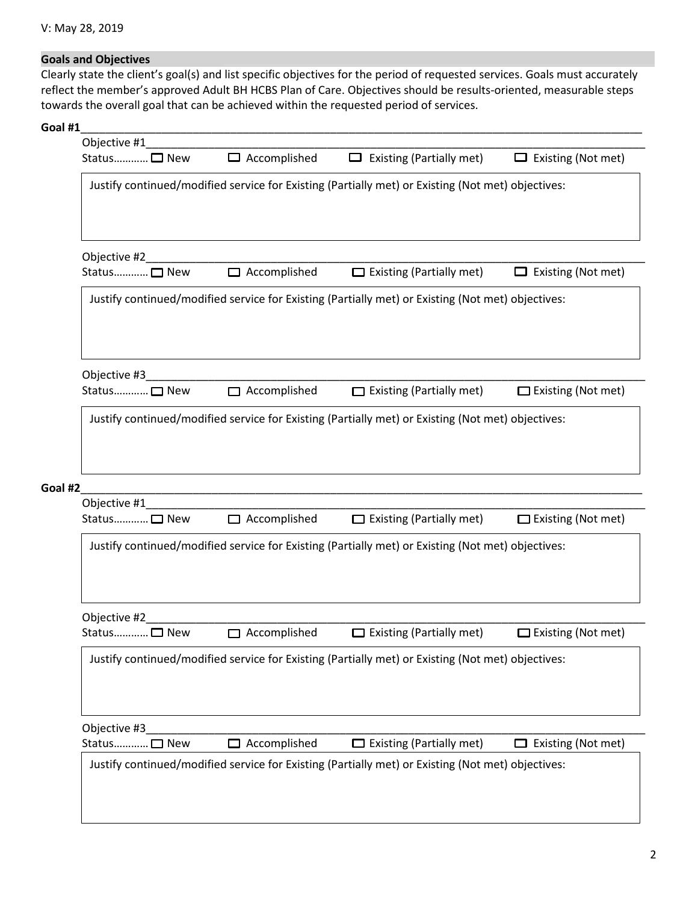V: May 28, 2019

## Goals and Objectives

Clearly state the client's goal(s) and list specific objectives for the period of requested services. Goals must accurately reflect the member's approved Adult BH HCBS Plan of Care. Objectives should be results-oriented, measurable steps towards the overall goal that can be achieved within the requested period of services.

**Goal #1**\_\_\_\_\_\_\_\_\_\_\_\_\_\_\_\_\_\_\_\_\_\_\_\_\_\_\_\_\_\_\_\_\_\_\_\_\_\_\_\_\_\_\_\_\_\_\_\_\_\_\_\_\_\_\_\_\_\_\_\_

Objective #1\_\_\_\_\_\_\_\_\_\_\_\_\_\_\_\_\_\_\_\_\_\_\_\_\_\_\_\_\_\_\_\_\_\_\_\_\_\_\_\_\_\_\_\_\_\_\_\_\_\_\_\_\_\_\_\_

Status………… ☐ New ☐ Accomplished ☐ Existing (Partially met) ☐ Existing (Not met)

Justify continued/modified service for Existing (Partially met) or Existing (Not met) objectives:

Objective #2\_\_\_\_\_\_\_\_\_\_\_\_\_\_\_\_\_\_\_\_\_\_\_\_\_\_\_\_\_\_\_\_\_\_\_\_\_\_\_\_\_\_\_\_\_\_\_\_\_\_\_\_\_\_\_\_

Status………… ☐ New ☐ Accomplished ☐ Existing (Partially met) ☐ Existing (Not met)

Justify continued/modified service for Existing (Partially met) or Existing (Not met) objectives:

Objective #3\_\_\_\_\_\_\_\_\_\_\_\_\_\_\_\_\_\_\_\_\_\_\_\_\_\_\_\_\_\_\_\_\_\_\_\_\_\_\_\_\_\_\_\_\_\_\_\_\_\_\_\_\_\_\_\_

Status………… ☐ New ☐ Accomplished ☐ Existing (Partially met) ☐ Existing (Not met)

Justify continued/modified service for Existing (Partially met) or Existing (Not met) objectives:

**Goal #2**\_\_\_\_\_\_\_\_\_\_\_\_\_\_\_\_\_\_\_\_\_\_\_\_\_\_\_\_\_\_\_\_\_\_\_\_\_\_\_\_\_\_\_\_\_\_\_\_\_\_\_\_\_\_\_\_\_\_\_\_

Objective #1\_\_\_\_\_\_\_\_\_\_\_\_\_\_\_\_\_\_\_\_\_\_\_\_\_\_\_\_\_\_\_\_\_\_\_\_\_\_\_\_\_\_\_\_\_\_\_\_\_\_\_\_\_\_\_\_

Status………… ☐ New ☐ Accomplished ☐ Existing (Partially met) ☐ Existing (Not met)

Justify continued/modified service for Existing (Partially met) or Existing (Not met) objectives:

Objective #2\_\_\_\_\_\_\_\_\_\_\_\_\_\_\_\_\_\_\_\_\_\_\_\_\_\_\_\_\_\_\_\_\_\_\_\_\_\_\_\_\_\_\_\_\_\_\_\_\_\_\_\_\_\_\_\_

Status………… ☐ New ☐ Accomplished ☐ Existing (Partially met) ☐ Existing (Not met)

Justify continued/modified service for Existing (Partially met) or Existing (Not met) objectives:

Objective #3\_\_\_\_\_\_\_\_\_\_\_\_\_\_\_\_\_\_\_\_\_\_\_\_\_\_\_\_\_\_\_\_\_\_\_\_\_\_\_\_\_\_\_\_\_\_\_\_\_\_\_\_\_\_\_\_

Status………… ☐ New ☐ Accomplished ☐ Existing (Partially met) ☐ Existing (Not met)

Justify continued/modified service for Existing (Partially met) or Existing (Not met) objectives: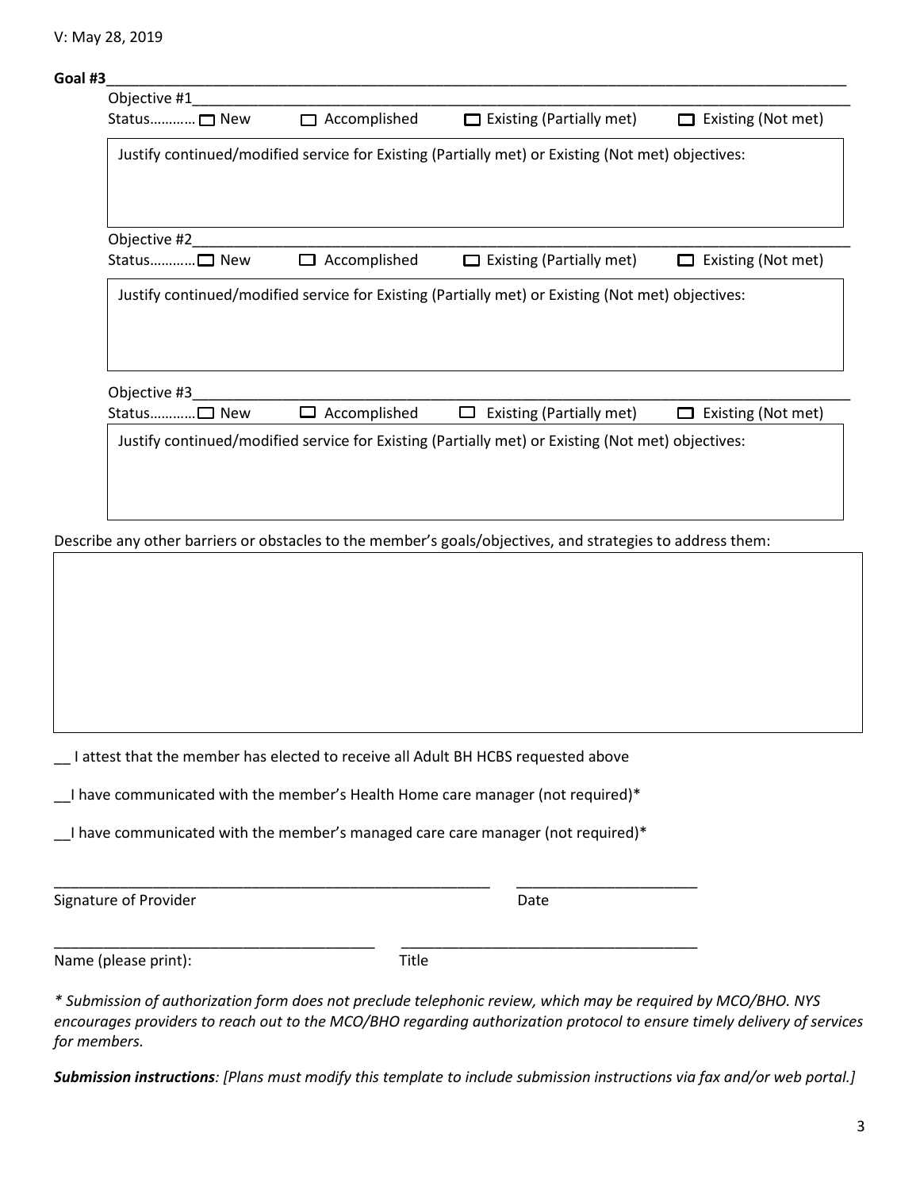V: May 28, 2019

**Goal #3**\_\_\_\_\_\_\_\_\_\_\_\_\_\_\_\_\_\_\_\_\_\_\_\_\_\_\_\_\_\_\_\_\_\_\_\_\_\_\_\_\_\_\_\_\_\_\_\_\_\_\_\_\_\_\_\_\_\_\_\_\_\_\_\_\_\_\_\_\_\_\_\_\_\_\_\_\_\_\_\_\_\_\_\_\_\_\_\_\_\_\_\_

Objective #1\_\_\_\_\_\_\_\_\_\_\_\_\_\_\_\_\_\_\_\_\_\_\_\_\_\_\_\_\_\_\_\_\_\_\_\_\_\_\_\_\_\_\_\_\_\_\_\_\_\_\_\_\_\_\_\_\_\_\_\_\_\_\_\_\_\_\_\_\_\_\_\_\_\_\_\_\_\_\_\_\_\_\_\_\_\_

Status………… ☐ New ☐ Accomplished ☐ Existing (Partially met) ☐ Existing (Not met)

Justify continued/modified service for Existing (Partially met) or Existing (Not met) objectives:

Objective #2\_\_\_\_\_\_\_\_\_\_\_\_\_\_\_\_\_\_\_\_\_\_\_\_\_\_\_\_\_\_\_\_\_\_\_\_\_\_\_\_\_\_\_\_\_\_\_\_\_\_\_\_\_\_\_\_\_\_\_\_\_\_\_\_\_\_\_\_\_\_\_\_\_\_\_\_\_\_\_\_\_\_\_\_\_\_

Status………… ☐ New ☐ Accomplished ☐ Existing (Partially met) ☐ Existing (Not met)

Justify continued/modified service for Existing (Partially met) or Existing (Not met) objectives:

Objective #3\_\_\_\_\_\_\_\_\_\_\_\_\_\_\_\_\_\_\_\_\_\_\_\_\_\_\_\_\_\_\_\_\_\_\_\_\_\_\_\_\_\_\_\_\_\_\_\_\_\_\_\_\_\_\_\_\_\_\_\_\_\_\_\_\_\_\_\_\_\_\_\_\_\_\_\_\_\_\_\_\_\_\_\_\_\_

Status………… ☐ New ☐ Accomplished ☐ Existing (Partially met) ☐ Existing (Not met)

Justify continued/modified service for Existing (Partially met) or Existing (Not met) objectives:

Describe any other barriers or obstacles to the member's goals/objectives, and strategies to address them:

\_\_ I attest that the member has elected to receive all Adult BH HCBS requested above

\_\_I have communicated with the member's Health Home care manager (not required)*

\_\_I have communicated with the member's managed care care manager (not required)*

\_\_\_\_\_\_\_\_\_\_\_\_\_\_\_\_\_\_\_\_\_\_\_\_\_\_\_\_\_\_\_\_\_\_\_\_\_\_\_\_\_\_\_\_\_\_\_\_\_\_\_\_\_ \_\_\_\_\_\_\_\_\_\_\_\_\_\_\_\_\_\_\_\_\_\_\_

Signature of Provider Date

\_\_\_\_\_\_\_\_\_\_\_\_\_\_\_\_\_\_\_\_\_\_\_\_\_\_\_\_\_\_\_\_\_\_\_\_\_\_\_ \_\_\_\_\_\_\_\_\_\_\_\_\_\_\_\_\_\_\_\_\_\_\_\_\_\_\_\_\_\_\_\_\_\_\_\_\_\_

Name (please print): Title

*\* Submission of authorization form does not preclude telephonic review, which may be required by MCO/BHO. NYS encourages providers to reach out to the MCO/BHO regarding authorization protocol to ensure timely delivery of services for members.*

***Submission instructions****: [Plans must modify this template to include submission instructions via fax and/or web portal.]*